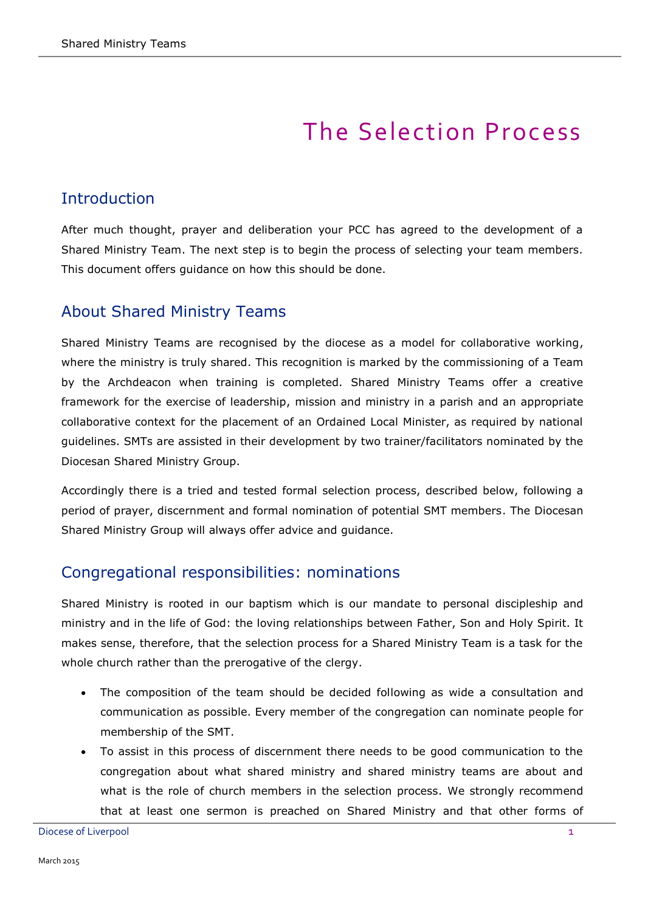# The Selection Process

## Introduction

After much thought, prayer and deliberation your PCC has agreed to the development of a Shared Ministry Team. The next step is to begin the process of selecting your team members. This document offers guidance on how this should be done.

## About Shared Ministry Teams

Shared Ministry Teams are recognised by the diocese as a model for collaborative working, where the ministry is truly shared. This recognition is marked by the commissioning of a Team by the Archdeacon when training is completed. Shared Ministry Teams offer a creative framework for the exercise of leadership, mission and ministry in a parish and an appropriate collaborative context for the placement of an Ordained Local Minister, as required by national guidelines. SMTs are assisted in their development by two trainer/facilitators nominated by the Diocesan Shared Ministry Group.

Accordingly there is a tried and tested formal selection process, described below, following a period of prayer, discernment and formal nomination of potential SMT members. The Diocesan Shared Ministry Group will always offer advice and guidance.

## Congregational responsibilities: nominations

Shared Ministry is rooted in our baptism which is our mandate to personal discipleship and ministry and in the life of God: the loving relationships between Father, Son and Holy Spirit. It makes sense, therefore, that the selection process for a Shared Ministry Team is a task for the whole church rather than the prerogative of the clergy.

- The composition of the team should be decided following as wide a consultation and communication as possible. Every member of the congregation can nominate people for membership of the SMT.
- To assist in this process of discernment there needs to be good communication to the congregation about what shared ministry and shared ministry teams are about and what is the role of church members in the selection process. We strongly recommend that at least one sermon is preached on Shared Ministry and that other forms of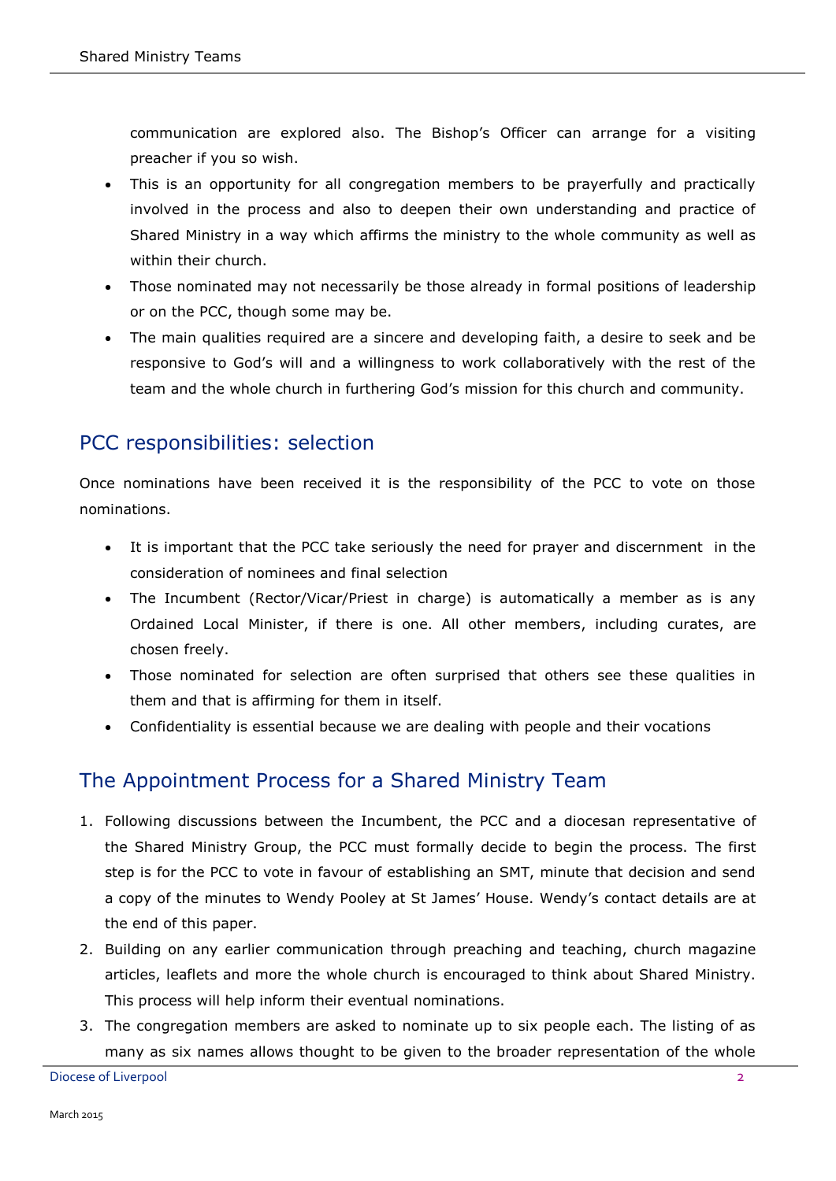communication are explored also. The Bishop's Officer can arrange for a visiting preacher if you so wish.

- This is an opportunity for all congregation members to be prayerfully and practically involved in the process and also to deepen their own understanding and practice of Shared Ministry in a way which affirms the ministry to the whole community as well as within their church.
- Those nominated may not necessarily be those already in formal positions of leadership or on the PCC, though some may be.
- The main qualities required are a sincere and developing faith, a desire to seek and be responsive to God's will and a willingness to work collaboratively with the rest of the team and the whole church in furthering God's mission for this church and community.

## PCC responsibilities: selection

Once nominations have been received it is the responsibility of the PCC to vote on those nominations.

- It is important that the PCC take seriously the need for prayer and discernment in the consideration of nominees and final selection
- The Incumbent (Rector/Vicar/Priest in charge) is automatically a member as is any Ordained Local Minister, if there is one. All other members, including curates, are chosen freely.
- Those nominated for selection are often surprised that others see these qualities in them and that is affirming for them in itself.
- Confidentiality is essential because we are dealing with people and their vocations

## The Appointment Process for a Shared Ministry Team

1. Following discussions between the Incumbent, the PCC and a diocesan representative of the Shared Ministry Group, the PCC must formally decide to begin the process. The first step is for the PCC to vote in favour of establishing an SMT, minute that decision and send a copy of the minutes to Wendy Pooley at St James' House. Wendy's contact details are at the end of this paper.
2. Building on any earlier communication through preaching and teaching, church magazine articles, leaflets and more the whole church is encouraged to think about Shared Ministry. This process will help inform their eventual nominations.
3. The congregation members are asked to nominate up to six people each. The listing of as many as six names allows thought to be given to the broader representation of the whole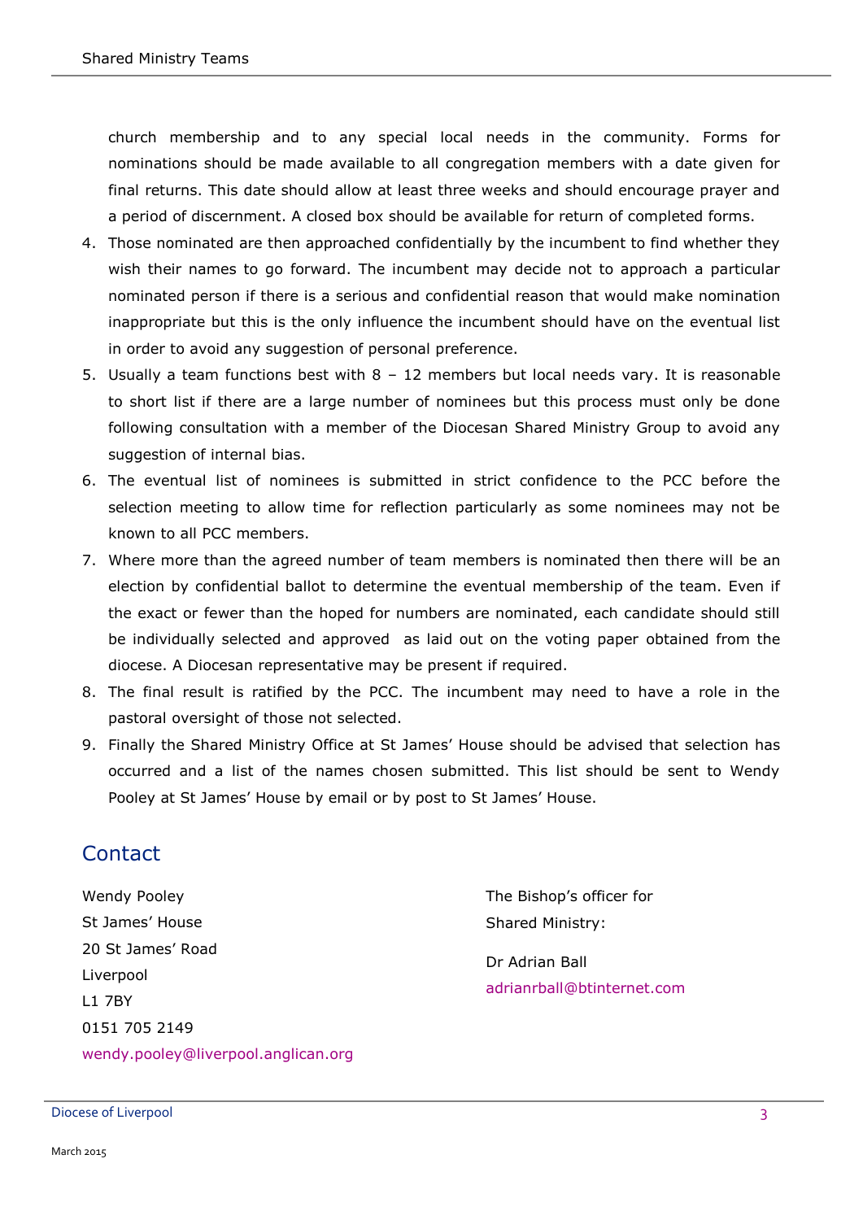church membership and to any special local needs in the community. Forms for nominations should be made available to all congregation members with a date given for final returns. This date should allow at least three weeks and should encourage prayer and a period of discernment. A closed box should be available for return of completed forms.

4. Those nominated are then approached confidentially by the incumbent to find whether they wish their names to go forward. The incumbent may decide not to approach a particular nominated person if there is a serious and confidential reason that would make nomination inappropriate but this is the only influence the incumbent should have on the eventual list in order to avoid any suggestion of personal preference.
5. Usually a team functions best with 8 – 12 members but local needs vary. It is reasonable to short list if there are a large number of nominees but this process must only be done following consultation with a member of the Diocesan Shared Ministry Group to avoid any suggestion of internal bias.
6. The eventual list of nominees is submitted in strict confidence to the PCC before the selection meeting to allow time for reflection particularly as some nominees may not be known to all PCC members.
7. Where more than the agreed number of team members is nominated then there will be an election by confidential ballot to determine the eventual membership of the team. Even if the exact or fewer than the hoped for numbers are nominated, each candidate should still be individually selected and approved as laid out on the voting paper obtained from the diocese. A Diocesan representative may be present if required.
8. The final result is ratified by the PCC. The incumbent may need to have a role in the pastoral oversight of those not selected.
9. Finally the Shared Ministry Office at St James' House should be advised that selection has occurred and a list of the names chosen submitted. This list should be sent to Wendy Pooley at St James' House by email or by post to St James' House.

## Contact

Wendy Pooley
St James' House
20 St James' Road
Liverpool
L1 7BY
0151 705 2149
wendy.pooley@liverpool.anglican.org

The Bishop's officer for Shared Ministry:

Dr Adrian Ball
adrianrball@btinternet.com

March 2015